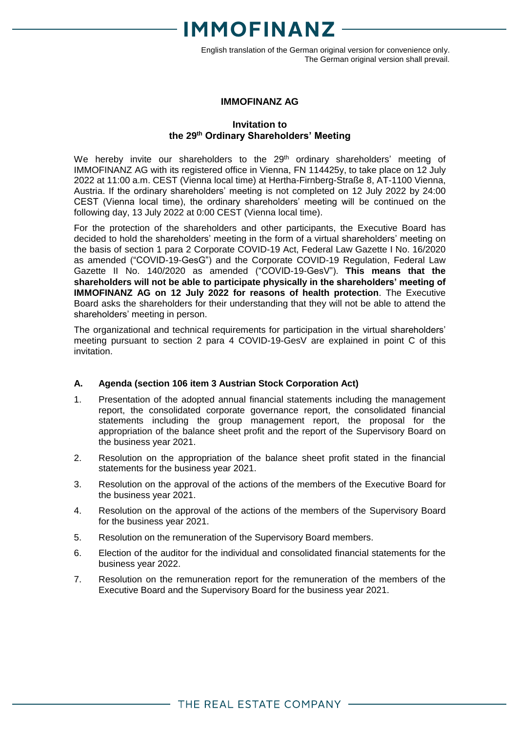# IMMOFINANZ

English translation of the German original version for convenience only.
The German original version shall prevail.

**IMMOFINANZ AG**

## Invitation to the 29th Ordinary Shareholders' Meeting

We hereby invite our shareholders to the 29th ordinary shareholders' meeting of IMMOFINANZ AG with its registered office in Vienna, FN 114425y, to take place on 12 July 2022 at 11:00 a.m. CEST (Vienna local time) at Hertha-Firnberg-Straße 8, AT-1100 Vienna, Austria. If the ordinary shareholders' meeting is not completed on 12 July 2022 by 24:00 CEST (Vienna local time), the ordinary shareholders' meeting will be continued on the following day, 13 July 2022 at 0:00 CEST (Vienna local time).

For the protection of the shareholders and other participants, the Executive Board has decided to hold the shareholders' meeting in the form of a virtual shareholders' meeting on the basis of section 1 para 2 Corporate COVID-19 Act, Federal Law Gazette I No. 16/2020 as amended ("COVID-19-GesG") and the Corporate COVID-19 Regulation, Federal Law Gazette II No. 140/2020 as amended ("COVID-19-GesV"). **This means that the shareholders will not be able to participate physically in the shareholders' meeting of IMMOFINANZ AG on 12 July 2022 for reasons of health protection**. The Executive Board asks the shareholders for their understanding that they will not be able to attend the shareholders' meeting in person.

The organizational and technical requirements for participation in the virtual shareholders' meeting pursuant to section 2 para 4 COVID-19-GesV are explained in point C of this invitation.

### A. Agenda (section 106 item 3 Austrian Stock Corporation Act)

1. Presentation of the adopted annual financial statements including the management report, the consolidated corporate governance report, the consolidated financial statements including the group management report, the proposal for the appropriation of the balance sheet profit and the report of the Supervisory Board on the business year 2021.
2. Resolution on the appropriation of the balance sheet profit stated in the financial statements for the business year 2021.
3. Resolution on the approval of the actions of the members of the Executive Board for the business year 2021.
4. Resolution on the approval of the actions of the members of the Supervisory Board for the business year 2021.
5. Resolution on the remuneration of the Supervisory Board members.
6. Election of the auditor for the individual and consolidated financial statements for the business year 2022.
7. Resolution on the remuneration report for the remuneration of the members of the Executive Board and the Supervisory Board for the business year 2021.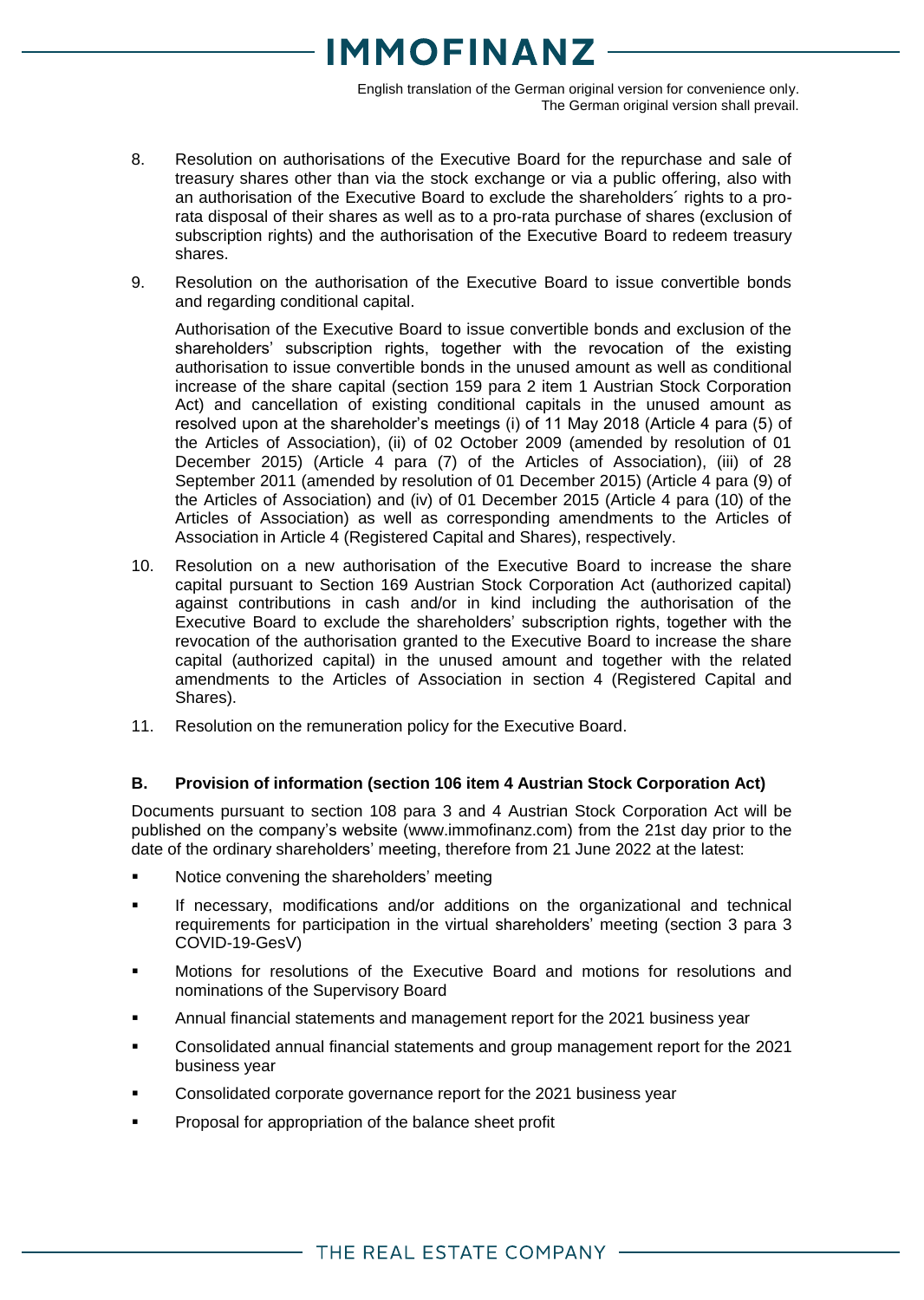8. Resolution on authorisations of the Executive Board for the repurchase and sale of treasury shares other than via the stock exchange or via a public offering, also with an authorisation of the Executive Board to exclude the shareholders´ rights to a pro-rata disposal of their shares as well as to a pro-rata purchase of shares (exclusion of subscription rights) and the authorisation of the Executive Board to redeem treasury shares.

9. Resolution on the authorisation of the Executive Board to issue convertible bonds and regarding conditional capital.

   Authorisation of the Executive Board to issue convertible bonds and exclusion of the shareholders' subscription rights, together with the revocation of the existing authorisation to issue convertible bonds in the unused amount as well as conditional increase of the share capital (section 159 para 2 item 1 Austrian Stock Corporation Act) and cancellation of existing conditional capitals in the unused amount as resolved upon at the shareholder's meetings (i) of 11 May 2018 (Article 4 para (5) of the Articles of Association), (ii) of 02 October 2009 (amended by resolution of 01 December 2015) (Article 4 para (7) of the Articles of Association), (iii) of 28 September 2011 (amended by resolution of 01 December 2015) (Article 4 para (9) of the Articles of Association) and (iv) of 01 December 2015 (Article 4 para (10) of the Articles of Association) as well as corresponding amendments to the Articles of Association in Article 4 (Registered Capital and Shares), respectively.

10. Resolution on a new authorisation of the Executive Board to increase the share capital pursuant to Section 169 Austrian Stock Corporation Act (authorized capital) against contributions in cash and/or in kind including the authorisation of the Executive Board to exclude the shareholders' subscription rights, together with the revocation of the authorisation granted to the Executive Board to increase the share capital (authorized capital) in the unused amount and together with the related amendments to the Articles of Association in section 4 (Registered Capital and Shares).

11. Resolution on the remuneration policy for the Executive Board.

### B. Provision of information (section 106 item 4 Austrian Stock Corporation Act)

Documents pursuant to section 108 para 3 and 4 Austrian Stock Corporation Act will be published on the company's website (www.immofinanz.com) from the 21st day prior to the date of the ordinary shareholders' meeting, therefore from 21 June 2022 at the latest:

- Notice convening the shareholders' meeting
- If necessary, modifications and/or additions on the organizational and technical requirements for participation in the virtual shareholders' meeting (section 3 para 3 COVID-19-GesV)
- Motions for resolutions of the Executive Board and motions for resolutions and nominations of the Supervisory Board
- Annual financial statements and management report for the 2021 business year
- Consolidated annual financial statements and group management report for the 2021 business year
- Consolidated corporate governance report for the 2021 business year
- Proposal for appropriation of the balance sheet profit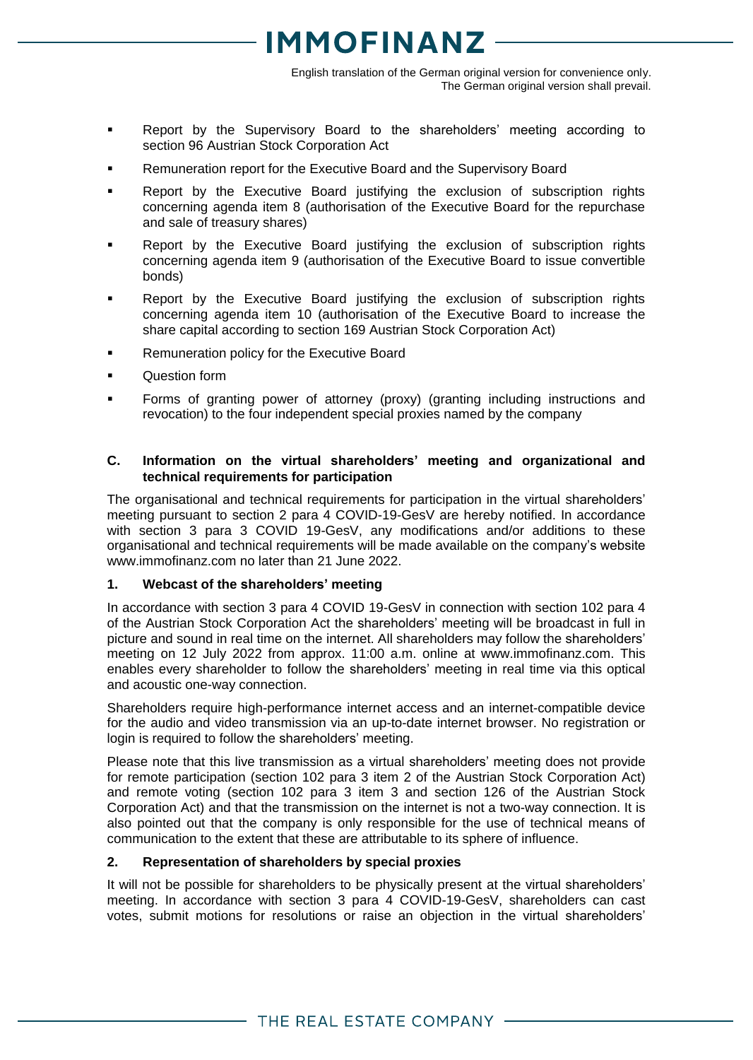- Report by the Supervisory Board to the shareholders' meeting according to section 96 Austrian Stock Corporation Act
- Remuneration report for the Executive Board and the Supervisory Board
- Report by the Executive Board justifying the exclusion of subscription rights concerning agenda item 8 (authorisation of the Executive Board for the repurchase and sale of treasury shares)
- Report by the Executive Board justifying the exclusion of subscription rights concerning agenda item 9 (authorisation of the Executive Board to issue convertible bonds)
- Report by the Executive Board justifying the exclusion of subscription rights concerning agenda item 10 (authorisation of the Executive Board to increase the share capital according to section 169 Austrian Stock Corporation Act)
- Remuneration policy for the Executive Board
- Question form
- Forms of granting power of attorney (proxy) (granting including instructions and revocation) to the four independent special proxies named by the company

## C. Information on the virtual shareholders' meeting and organizational and technical requirements for participation

The organisational and technical requirements for participation in the virtual shareholders' meeting pursuant to section 2 para 4 COVID-19-GesV are hereby notified. In accordance with section 3 para 3 COVID 19-GesV, any modifications and/or additions to these organisational and technical requirements will be made available on the company's website www.immofinanz.com no later than 21 June 2022.

### 1. Webcast of the shareholders' meeting

In accordance with section 3 para 4 COVID 19-GesV in connection with section 102 para 4 of the Austrian Stock Corporation Act the shareholders' meeting will be broadcast in full in picture and sound in real time on the internet. All shareholders may follow the shareholders' meeting on 12 July 2022 from approx. 11:00 a.m. online at www.immofinanz.com. This enables every shareholder to follow the shareholders' meeting in real time via this optical and acoustic one-way connection.

Shareholders require high-performance internet access and an internet-compatible device for the audio and video transmission via an up-to-date internet browser. No registration or login is required to follow the shareholders' meeting.

Please note that this live transmission as a virtual shareholders' meeting does not provide for remote participation (section 102 para 3 item 2 of the Austrian Stock Corporation Act) and remote voting (section 102 para 3 item 3 and section 126 of the Austrian Stock Corporation Act) and that the transmission on the internet is not a two-way connection. It is also pointed out that the company is only responsible for the use of technical means of communication to the extent that these are attributable to its sphere of influence.

### 2. Representation of shareholders by special proxies

It will not be possible for shareholders to be physically present at the virtual shareholders' meeting. In accordance with section 3 para 4 COVID-19-GesV, shareholders can cast votes, submit motions for resolutions or raise an objection in the virtual shareholders'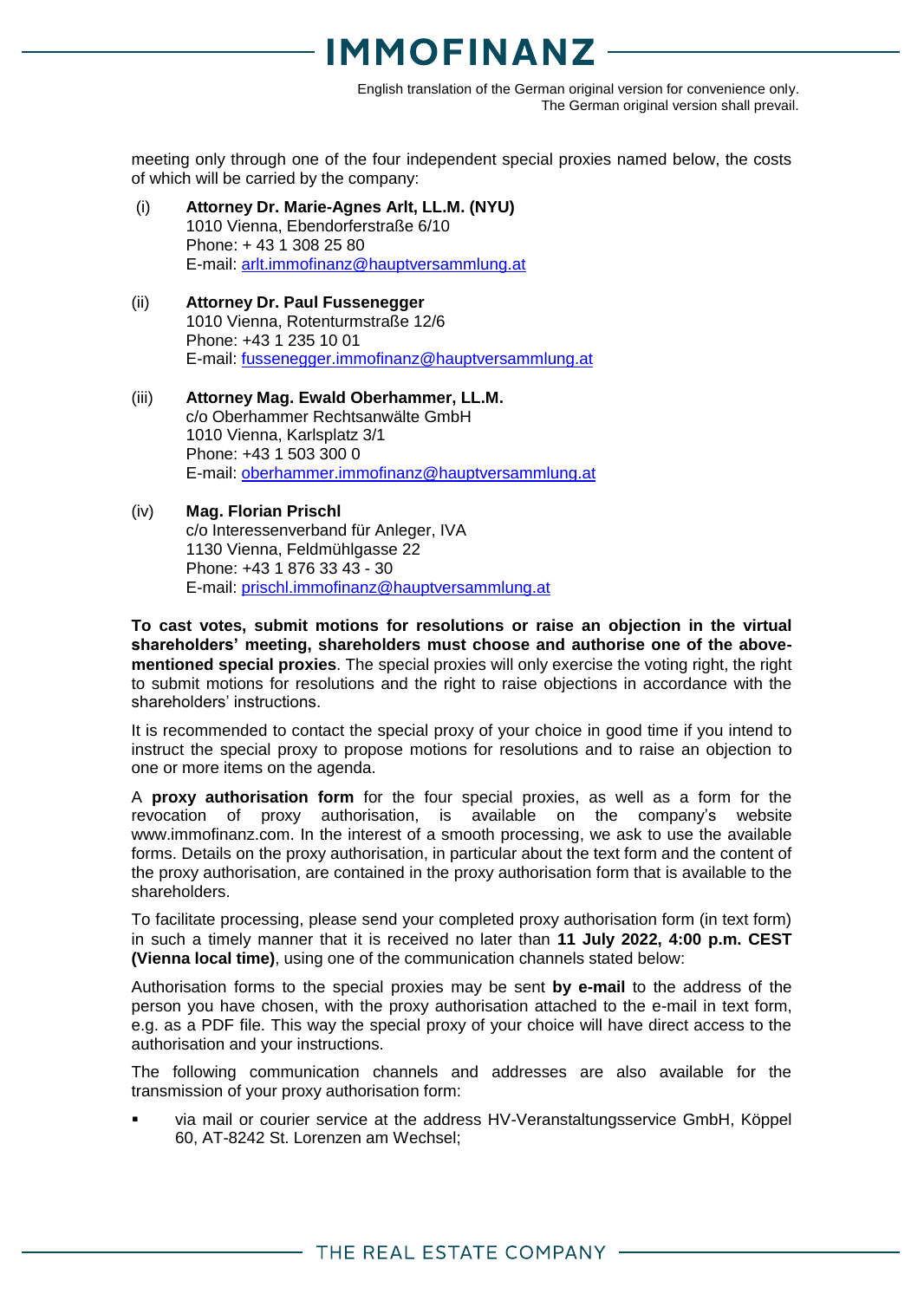meeting only through one of the four independent special proxies named below, the costs of which will be carried by the company:

(i) **Attorney Dr. Marie-Agnes Arlt, LL.M. (NYU)**
1010 Vienna, Ebendorferstraße 6/10
Phone: + 43 1 308 25 80
E-mail: arlt.immofinanz@hauptversammlung.at

(ii) **Attorney Dr. Paul Fussenegger**
1010 Vienna, Rotenturmstraße 12/6
Phone: +43 1 235 10 01
E-mail: fussenegger.immofinanz@hauptversammlung.at

(iii) **Attorney Mag. Ewald Oberhammer, LL.M.**
c/o Oberhammer Rechtsanwälte GmbH
1010 Vienna, Karlsplatz 3/1
Phone: +43 1 503 300 0
E-mail: oberhammer.immofinanz@hauptversammlung.at

(iv) **Mag. Florian Prischl**
c/o Interessenverband für Anleger, IVA
1130 Vienna, Feldmühlgasse 22
Phone: +43 1 876 33 43 - 30
E-mail: prischl.immofinanz@hauptversammlung.at

**To cast votes, submit motions for resolutions or raise an objection in the virtual shareholders' meeting, shareholders must choose and authorise one of the above-mentioned special proxies**. The special proxies will only exercise the voting right, the right to submit motions for resolutions and the right to raise objections in accordance with the shareholders' instructions.

It is recommended to contact the special proxy of your choice in good time if you intend to instruct the special proxy to propose motions for resolutions and to raise an objection to one or more items on the agenda.

A **proxy authorisation form** for the four special proxies, as well as a form for the revocation of proxy authorisation, is available on the company's website www.immofinanz.com. In the interest of a smooth processing, we ask to use the available forms. Details on the proxy authorisation, in particular about the text form and the content of the proxy authorisation, are contained in the proxy authorisation form that is available to the shareholders.

To facilitate processing, please send your completed proxy authorisation form (in text form) in such a timely manner that it is received no later than **11 July 2022, 4:00 p.m. CEST (Vienna local time)**, using one of the communication channels stated below:

Authorisation forms to the special proxies may be sent **by e-mail** to the address of the person you have chosen, with the proxy authorisation attached to the e-mail in text form, e.g. as a PDF file. This way the special proxy of your choice will have direct access to the authorisation and your instructions.

The following communication channels and addresses are also available for the transmission of your proxy authorisation form:

- via mail or courier service at the address HV-Veranstaltungsservice GmbH, Köppel 60, AT-8242 St. Lorenzen am Wechsel;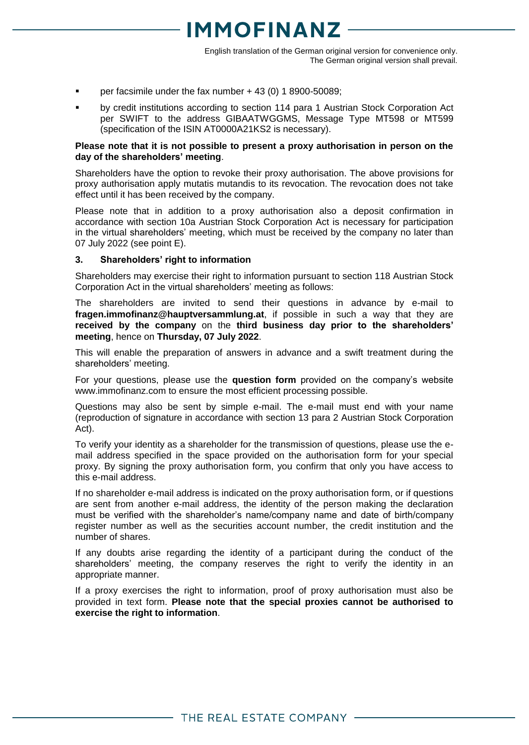- per facsimile under the fax number + 43 (0) 1 8900-50089;
- by credit institutions according to section 114 para 1 Austrian Stock Corporation Act per SWIFT to the address GIBAATWGGMS, Message Type MT598 or MT599 (specification of the ISIN AT0000A21KS2 is necessary).

**Please note that it is not possible to present a proxy authorisation in person on the day of the shareholders' meeting**.

Shareholders have the option to revoke their proxy authorisation. The above provisions for proxy authorisation apply mutatis mutandis to its revocation. The revocation does not take effect until it has been received by the company.

Please note that in addition to a proxy authorisation also a deposit confirmation in accordance with section 10a Austrian Stock Corporation Act is necessary for participation in the virtual shareholders' meeting, which must be received by the company no later than 07 July 2022 (see point E).

### 3. Shareholders' right to information

Shareholders may exercise their right to information pursuant to section 118 Austrian Stock Corporation Act in the virtual shareholders' meeting as follows:

The shareholders are invited to send their questions in advance by e-mail to **fragen.immofinanz@hauptversammlung.at**, if possible in such a way that they are **received by the company** on the **third business day prior to the shareholders' meeting**, hence on **Thursday, 07 July 2022**.

This will enable the preparation of answers in advance and a swift treatment during the shareholders' meeting.

For your questions, please use the **question form** provided on the company's website www.immofinanz.com to ensure the most efficient processing possible.

Questions may also be sent by simple e-mail. The e-mail must end with your name (reproduction of signature in accordance with section 13 para 2 Austrian Stock Corporation Act).

To verify your identity as a shareholder for the transmission of questions, please use the e-mail address specified in the space provided on the authorisation form for your special proxy. By signing the proxy authorisation form, you confirm that only you have access to this e-mail address.

If no shareholder e-mail address is indicated on the proxy authorisation form, or if questions are sent from another e-mail address, the identity of the person making the declaration must be verified with the shareholder's name/company name and date of birth/company register number as well as the securities account number, the credit institution and the number of shares.

If any doubts arise regarding the identity of a participant during the conduct of the shareholders' meeting, the company reserves the right to verify the identity in an appropriate manner.

If a proxy exercises the right to information, proof of proxy authorisation must also be provided in text form. **Please note that the special proxies cannot be authorised to exercise the right to information**.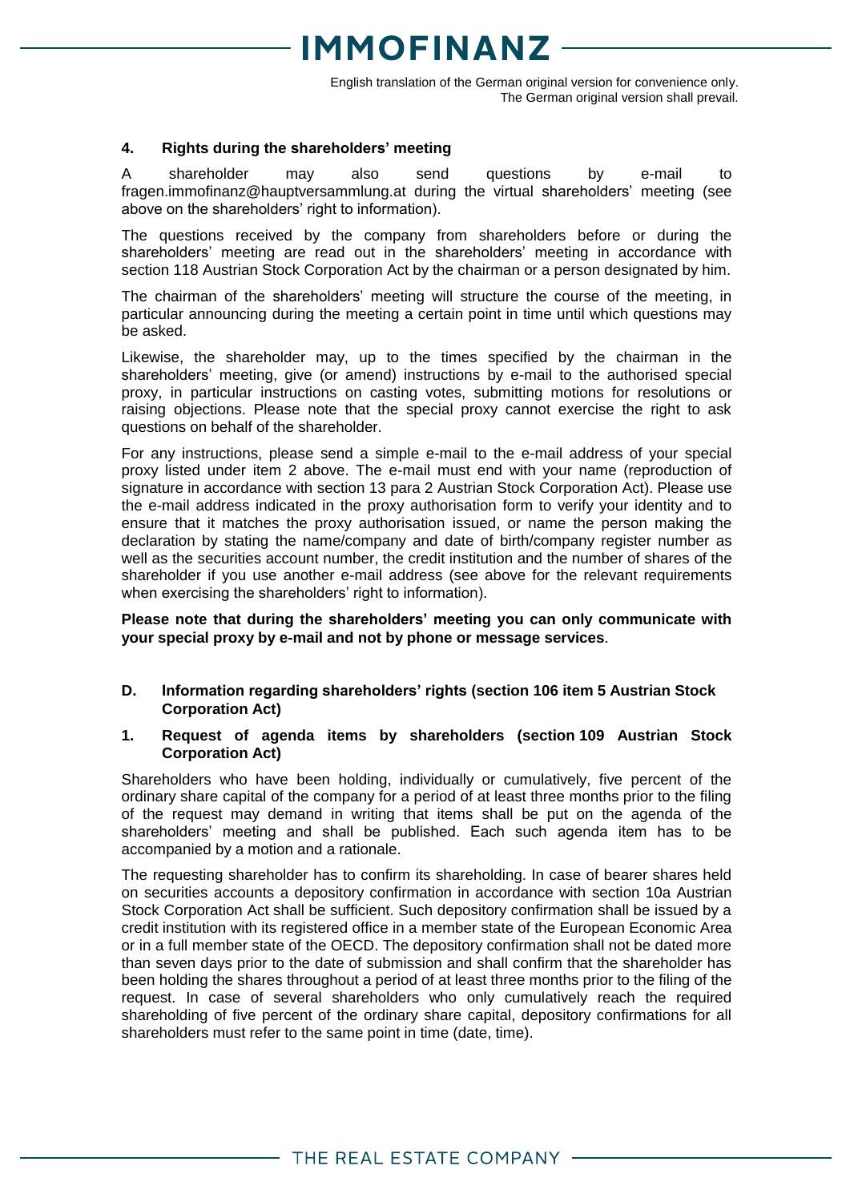### 4. Rights during the shareholders' meeting

A shareholder may also send questions by e-mail to fragen.immofinanz@hauptversammlung.at during the virtual shareholders' meeting (see above on the shareholders' right to information).

The questions received by the company from shareholders before or during the shareholders' meeting are read out in the shareholders' meeting in accordance with section 118 Austrian Stock Corporation Act by the chairman or a person designated by him.

The chairman of the shareholders' meeting will structure the course of the meeting, in particular announcing during the meeting a certain point in time until which questions may be asked.

Likewise, the shareholder may, up to the times specified by the chairman in the shareholders' meeting, give (or amend) instructions by e-mail to the authorised special proxy, in particular instructions on casting votes, submitting motions for resolutions or raising objections. Please note that the special proxy cannot exercise the right to ask questions on behalf of the shareholder.

For any instructions, please send a simple e-mail to the e-mail address of your special proxy listed under item 2 above. The e-mail must end with your name (reproduction of signature in accordance with section 13 para 2 Austrian Stock Corporation Act). Please use the e-mail address indicated in the proxy authorisation form to verify your identity and to ensure that it matches the proxy authorisation issued, or name the person making the declaration by stating the name/company and date of birth/company register number as well as the securities account number, the credit institution and the number of shares of the shareholder if you use another e-mail address (see above for the relevant requirements when exercising the shareholders' right to information).

**Please note that during the shareholders' meeting you can only communicate with your special proxy by e-mail and not by phone or message services**.

## D. Information regarding shareholders' rights (section 106 item 5 Austrian Stock Corporation Act)

### 1. Request of agenda items by shareholders (section 109 Austrian Stock Corporation Act)

Shareholders who have been holding, individually or cumulatively, five percent of the ordinary share capital of the company for a period of at least three months prior to the filing of the request may demand in writing that items shall be put on the agenda of the shareholders' meeting and shall be published. Each such agenda item has to be accompanied by a motion and a rationale.

The requesting shareholder has to confirm its shareholding. In case of bearer shares held on securities accounts a depository confirmation in accordance with section 10a Austrian Stock Corporation Act shall be sufficient. Such depository confirmation shall be issued by a credit institution with its registered office in a member state of the European Economic Area or in a full member state of the OECD. The depository confirmation shall not be dated more than seven days prior to the date of submission and shall confirm that the shareholder has been holding the shares throughout a period of at least three months prior to the filing of the request. In case of several shareholders who only cumulatively reach the required shareholding of five percent of the ordinary share capital, depository confirmations for all shareholders must refer to the same point in time (date, time).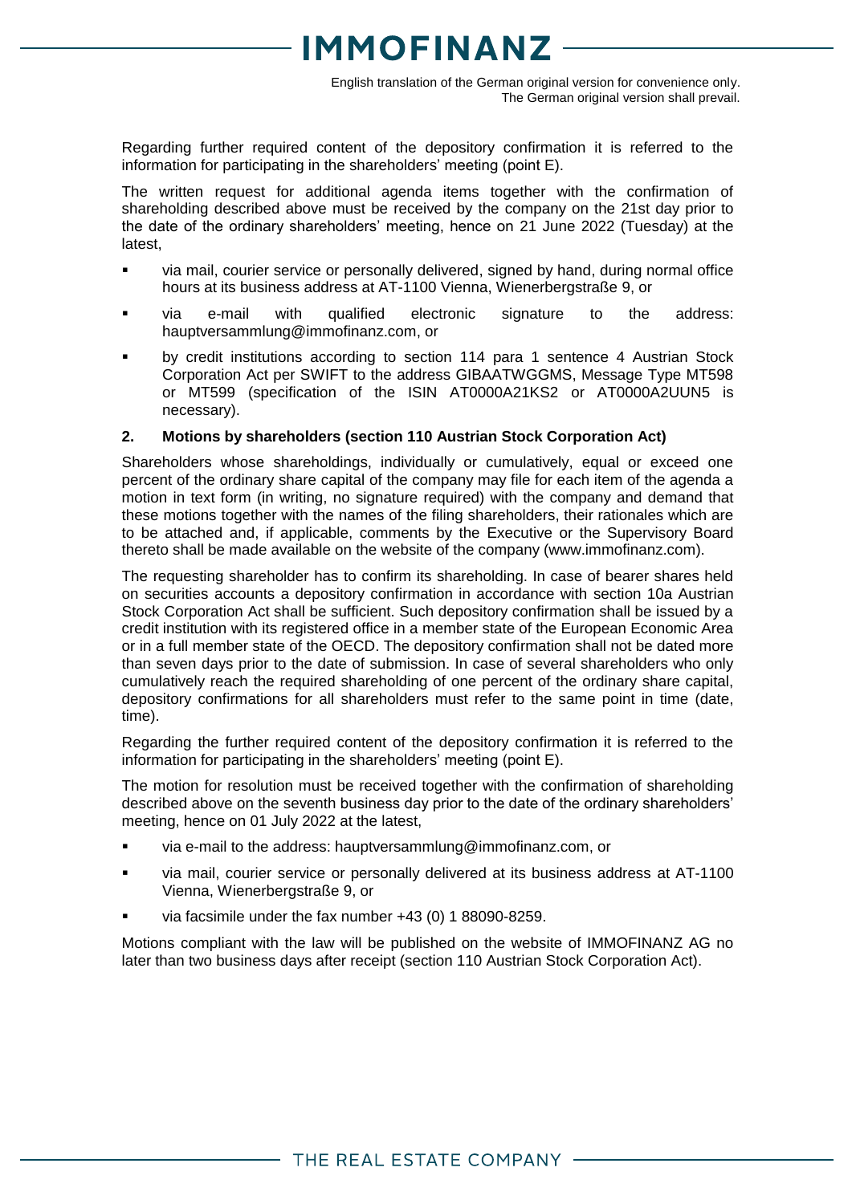Regarding further required content of the depository confirmation it is referred to the information for participating in the shareholders' meeting (point E).

The written request for additional agenda items together with the confirmation of shareholding described above must be received by the company on the 21st day prior to the date of the ordinary shareholders' meeting, hence on 21 June 2022 (Tuesday) at the latest,

- via mail, courier service or personally delivered, signed by hand, during normal office hours at its business address at AT-1100 Vienna, Wienerbergstraße 9, or
- via e-mail with qualified electronic signature to the address: hauptversammlung@immofinanz.com, or
- by credit institutions according to section 114 para 1 sentence 4 Austrian Stock Corporation Act per SWIFT to the address GIBAATWGGMS, Message Type MT598 or MT599 (specification of the ISIN AT0000A21KS2 or AT0000A2UUN5 is necessary).

**2. Motions by shareholders (section 110 Austrian Stock Corporation Act)**

Shareholders whose shareholdings, individually or cumulatively, equal or exceed one percent of the ordinary share capital of the company may file for each item of the agenda a motion in text form (in writing, no signature required) with the company and demand that these motions together with the names of the filing shareholders, their rationales which are to be attached and, if applicable, comments by the Executive or the Supervisory Board thereto shall be made available on the website of the company (www.immofinanz.com).

The requesting shareholder has to confirm its shareholding. In case of bearer shares held on securities accounts a depository confirmation in accordance with section 10a Austrian Stock Corporation Act shall be sufficient. Such depository confirmation shall be issued by a credit institution with its registered office in a member state of the European Economic Area or in a full member state of the OECD. The depository confirmation shall not be dated more than seven days prior to the date of submission. In case of several shareholders who only cumulatively reach the required shareholding of one percent of the ordinary share capital, depository confirmations for all shareholders must refer to the same point in time (date, time).

Regarding the further required content of the depository confirmation it is referred to the information for participating in the shareholders' meeting (point E).

The motion for resolution must be received together with the confirmation of shareholding described above on the seventh business day prior to the date of the ordinary shareholders' meeting, hence on 01 July 2022 at the latest,

- via e-mail to the address: hauptversammlung@immofinanz.com, or
- via mail, courier service or personally delivered at its business address at AT-1100 Vienna, Wienerbergstraße 9, or
- via facsimile under the fax number +43 (0) 1 88090-8259.

Motions compliant with the law will be published on the website of IMMOFINANZ AG no later than two business days after receipt (section 110 Austrian Stock Corporation Act).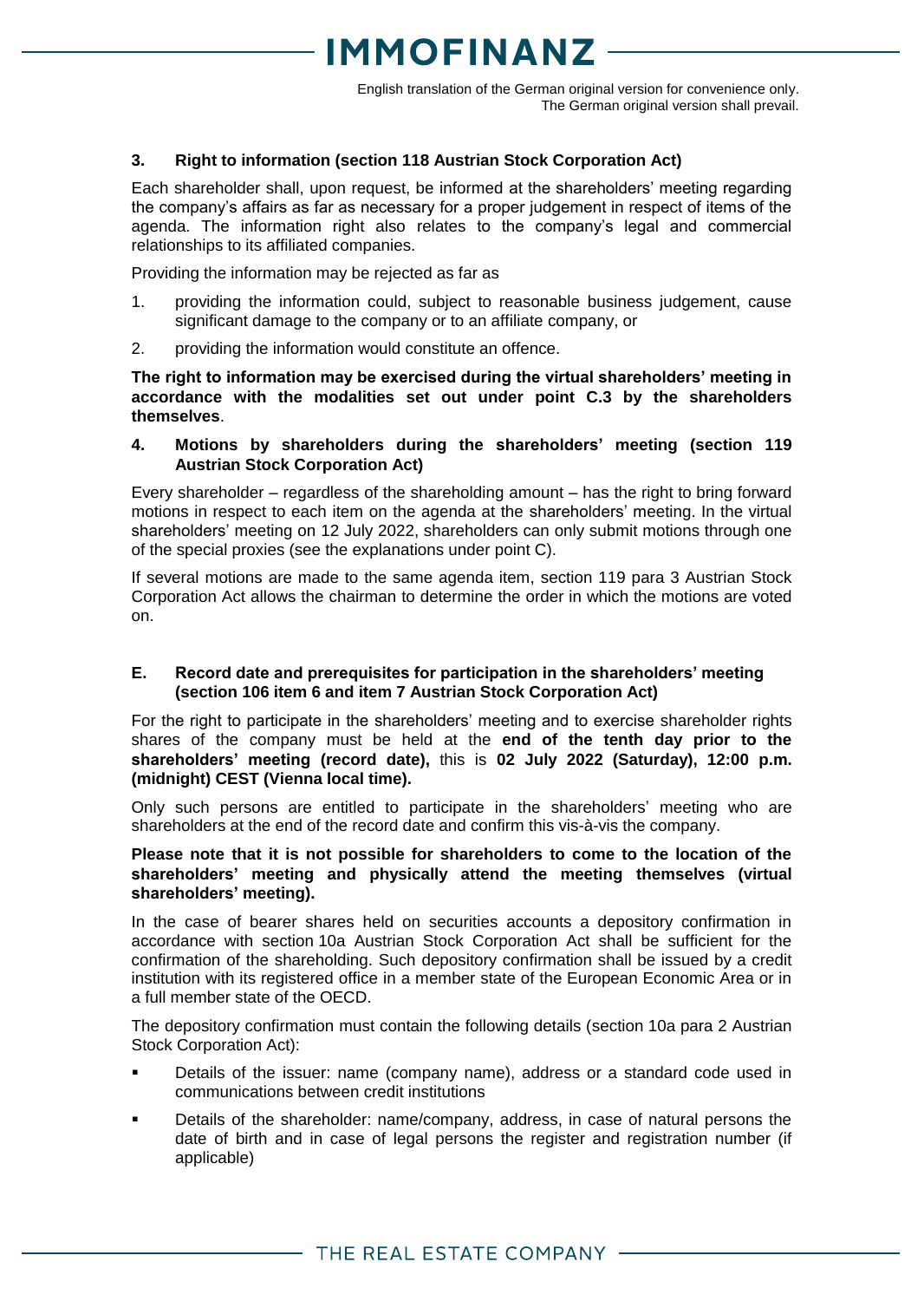English translation of the German original version for convenience only.
The German original version shall prevail.

### 3. Right to information (section 118 Austrian Stock Corporation Act)

Each shareholder shall, upon request, be informed at the shareholders' meeting regarding the company's affairs as far as necessary for a proper judgement in respect of items of the agenda. The information right also relates to the company's legal and commercial relationships to its affiliated companies.

Providing the information may be rejected as far as

1. providing the information could, subject to reasonable business judgement, cause significant damage to the company or to an affiliate company, or
2. providing the information would constitute an offence.

**The right to information may be exercised during the virtual shareholders' meeting in accordance with the modalities set out under point C.3 by the shareholders themselves**.

### 4. Motions by shareholders during the shareholders' meeting (section 119 Austrian Stock Corporation Act)

Every shareholder – regardless of the shareholding amount – has the right to bring forward motions in respect to each item on the agenda at the shareholders' meeting. In the virtual shareholders' meeting on 12 July 2022, shareholders can only submit motions through one of the special proxies (see the explanations under point C).

If several motions are made to the same agenda item, section 119 para 3 Austrian Stock Corporation Act allows the chairman to determine the order in which the motions are voted on.

## E. Record date and prerequisites for participation in the shareholders' meeting (section 106 item 6 and item 7 Austrian Stock Corporation Act)

For the right to participate in the shareholders' meeting and to exercise shareholder rights shares of the company must be held at the **end of the tenth day prior to the shareholders' meeting (record date),** this is **02 July 2022 (Saturday), 12:00 p.m. (midnight) CEST (Vienna local time).**

Only such persons are entitled to participate in the shareholders' meeting who are shareholders at the end of the record date and confirm this vis-à-vis the company.

**Please note that it is not possible for shareholders to come to the location of the shareholders' meeting and physically attend the meeting themselves (virtual shareholders' meeting).**

In the case of bearer shares held on securities accounts a depository confirmation in accordance with section 10a Austrian Stock Corporation Act shall be sufficient for the confirmation of the shareholding. Such depository confirmation shall be issued by a credit institution with its registered office in a member state of the European Economic Area or in a full member state of the OECD.

The depository confirmation must contain the following details (section 10a para 2 Austrian Stock Corporation Act):

- Details of the issuer: name (company name), address or a standard code used in communications between credit institutions
- Details of the shareholder: name/company, address, in case of natural persons the date of birth and in case of legal persons the register and registration number (if applicable)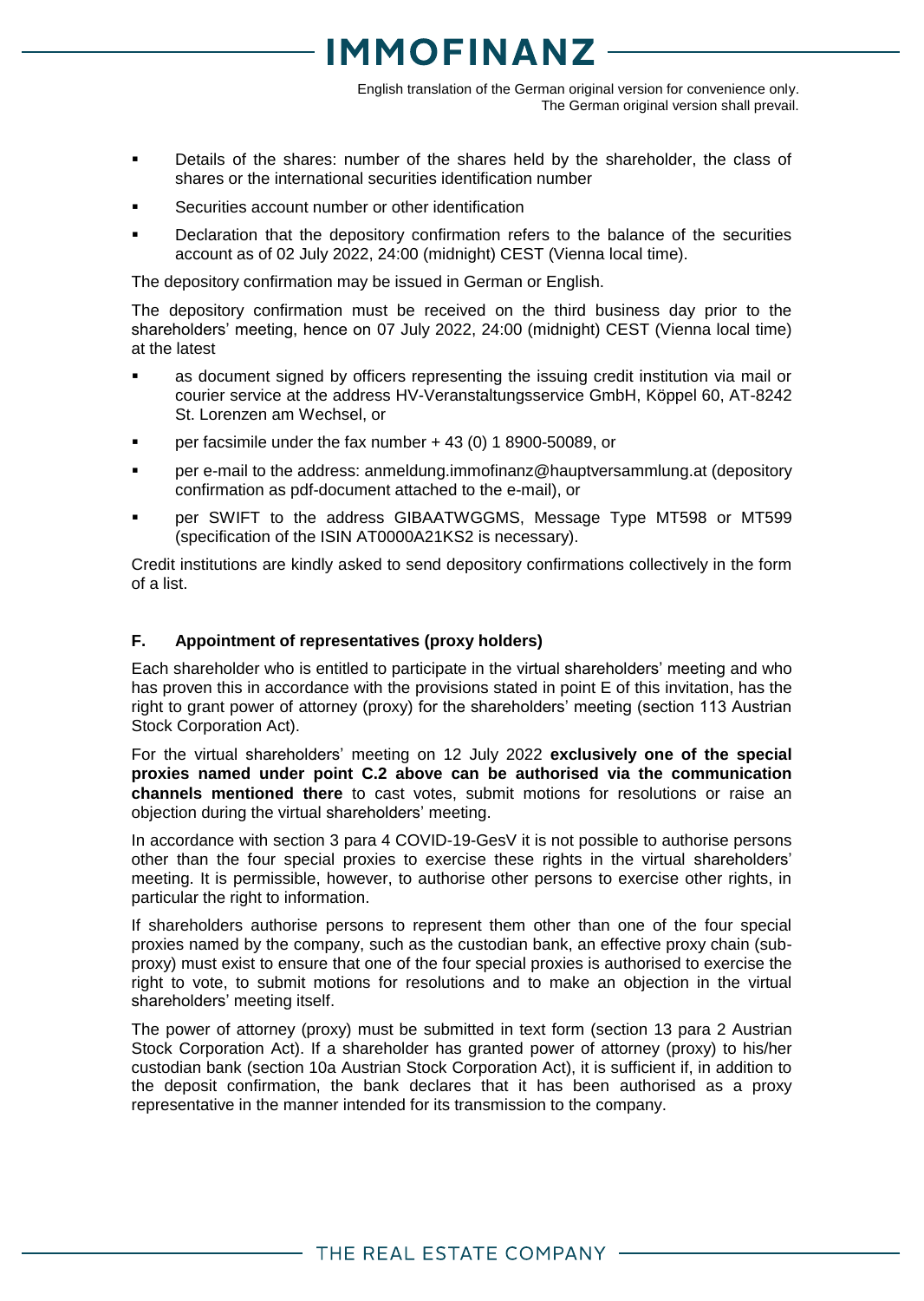- Details of the shares: number of the shares held by the shareholder, the class of shares or the international securities identification number
- Securities account number or other identification
- Declaration that the depository confirmation refers to the balance of the securities account as of 02 July 2022, 24:00 (midnight) CEST (Vienna local time).

The depository confirmation may be issued in German or English.

The depository confirmation must be received on the third business day prior to the shareholders' meeting, hence on 07 July 2022, 24:00 (midnight) CEST (Vienna local time) at the latest

- as document signed by officers representing the issuing credit institution via mail or courier service at the address HV-Veranstaltungsservice GmbH, Köppel 60, AT-8242 St. Lorenzen am Wechsel, or
- per facsimile under the fax number + 43 (0) 1 8900-50089, or
- per e-mail to the address: anmeldung.immofinanz@hauptversammlung.at (depository confirmation as pdf-document attached to the e-mail), or
- per SWIFT to the address GIBAATWGGMS, Message Type MT598 or MT599 (specification of the ISIN AT0000A21KS2 is necessary).

Credit institutions are kindly asked to send depository confirmations collectively in the form of a list.

## F. Appointment of representatives (proxy holders)

Each shareholder who is entitled to participate in the virtual shareholders' meeting and who has proven this in accordance with the provisions stated in point E of this invitation, has the right to grant power of attorney (proxy) for the shareholders' meeting (section 113 Austrian Stock Corporation Act).

For the virtual shareholders' meeting on 12 July 2022 **exclusively one of the special proxies named under point C.2 above can be authorised via the communication channels mentioned there** to cast votes, submit motions for resolutions or raise an objection during the virtual shareholders' meeting.

In accordance with section 3 para 4 COVID-19-GesV it is not possible to authorise persons other than the four special proxies to exercise these rights in the virtual shareholders' meeting. It is permissible, however, to authorise other persons to exercise other rights, in particular the right to information.

If shareholders authorise persons to represent them other than one of the four special proxies named by the company, such as the custodian bank, an effective proxy chain (sub-proxy) must exist to ensure that one of the four special proxies is authorised to exercise the right to vote, to submit motions for resolutions and to make an objection in the virtual shareholders' meeting itself.

The power of attorney (proxy) must be submitted in text form (section 13 para 2 Austrian Stock Corporation Act). If a shareholder has granted power of attorney (proxy) to his/her custodian bank (section 10a Austrian Stock Corporation Act), it is sufficient if, in addition to the deposit confirmation, the bank declares that it has been authorised as a proxy representative in the manner intended for its transmission to the company.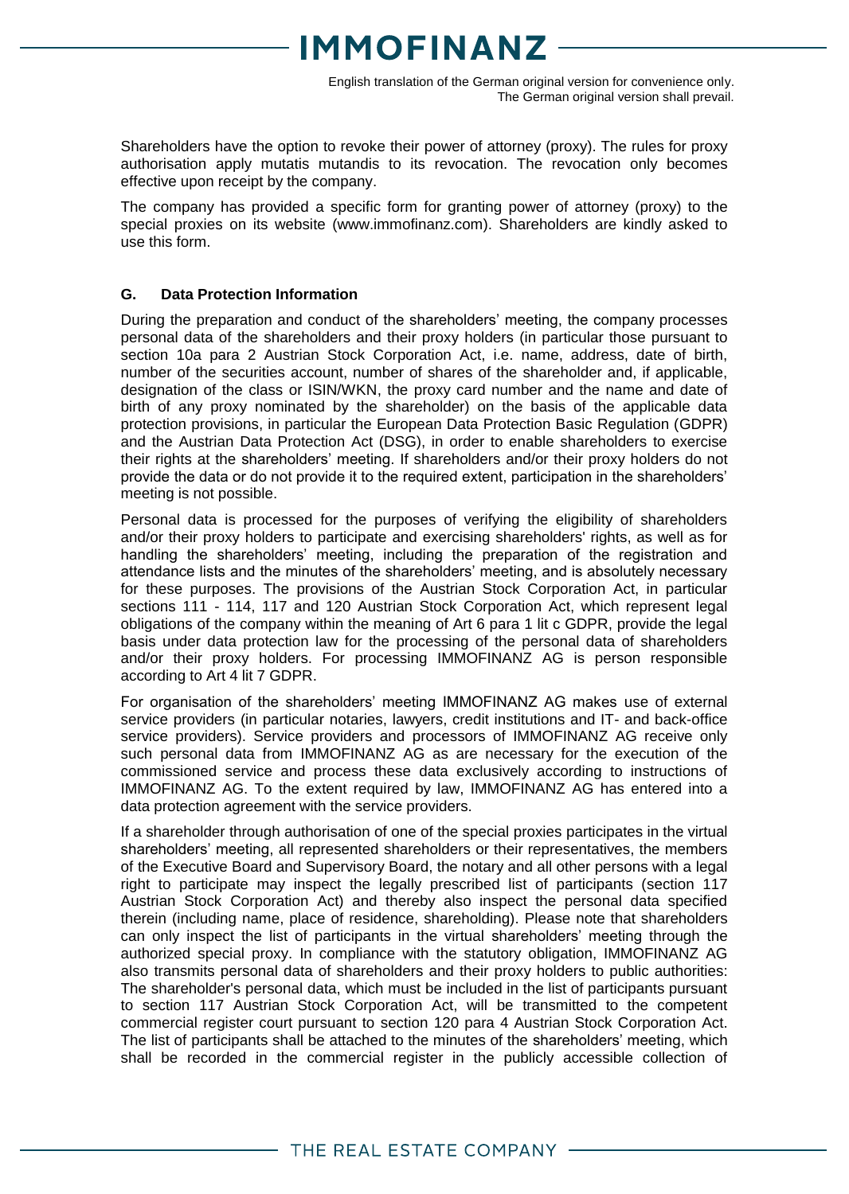Shareholders have the option to revoke their power of attorney (proxy). The rules for proxy authorisation apply mutatis mutandis to its revocation. The revocation only becomes effective upon receipt by the company.

The company has provided a specific form for granting power of attorney (proxy) to the special proxies on its website (www.immofinanz.com). Shareholders are kindly asked to use this form.

## G. Data Protection Information

During the preparation and conduct of the shareholders' meeting, the company processes personal data of the shareholders and their proxy holders (in particular those pursuant to section 10a para 2 Austrian Stock Corporation Act, i.e. name, address, date of birth, number of the securities account, number of shares of the shareholder and, if applicable, designation of the class or ISIN/WKN, the proxy card number and the name and date of birth of any proxy nominated by the shareholder) on the basis of the applicable data protection provisions, in particular the European Data Protection Basic Regulation (GDPR) and the Austrian Data Protection Act (DSG), in order to enable shareholders to exercise their rights at the shareholders' meeting. If shareholders and/or their proxy holders do not provide the data or do not provide it to the required extent, participation in the shareholders' meeting is not possible.

Personal data is processed for the purposes of verifying the eligibility of shareholders and/or their proxy holders to participate and exercising shareholders' rights, as well as for handling the shareholders' meeting, including the preparation of the registration and attendance lists and the minutes of the shareholders' meeting, and is absolutely necessary for these purposes. The provisions of the Austrian Stock Corporation Act, in particular sections 111 - 114, 117 and 120 Austrian Stock Corporation Act, which represent legal obligations of the company within the meaning of Art 6 para 1 lit c GDPR, provide the legal basis under data protection law for the processing of the personal data of shareholders and/or their proxy holders. For processing IMMOFINANZ AG is person responsible according to Art 4 lit 7 GDPR.

For organisation of the shareholders' meeting IMMOFINANZ AG makes use of external service providers (in particular notaries, lawyers, credit institutions and IT- and back-office service providers). Service providers and processors of IMMOFINANZ AG receive only such personal data from IMMOFINANZ AG as are necessary for the execution of the commissioned service and process these data exclusively according to instructions of IMMOFINANZ AG. To the extent required by law, IMMOFINANZ AG has entered into a data protection agreement with the service providers.

If a shareholder through authorisation of one of the special proxies participates in the virtual shareholders' meeting, all represented shareholders or their representatives, the members of the Executive Board and Supervisory Board, the notary and all other persons with a legal right to participate may inspect the legally prescribed list of participants (section 117 Austrian Stock Corporation Act) and thereby also inspect the personal data specified therein (including name, place of residence, shareholding). Please note that shareholders can only inspect the list of participants in the virtual shareholders' meeting through the authorized special proxy. In compliance with the statutory obligation, IMMOFINANZ AG also transmits personal data of shareholders and their proxy holders to public authorities: The shareholder's personal data, which must be included in the list of participants pursuant to section 117 Austrian Stock Corporation Act, will be transmitted to the competent commercial register court pursuant to section 120 para 4 Austrian Stock Corporation Act. The list of participants shall be attached to the minutes of the shareholders' meeting, which shall be recorded in the commercial register in the publicly accessible collection of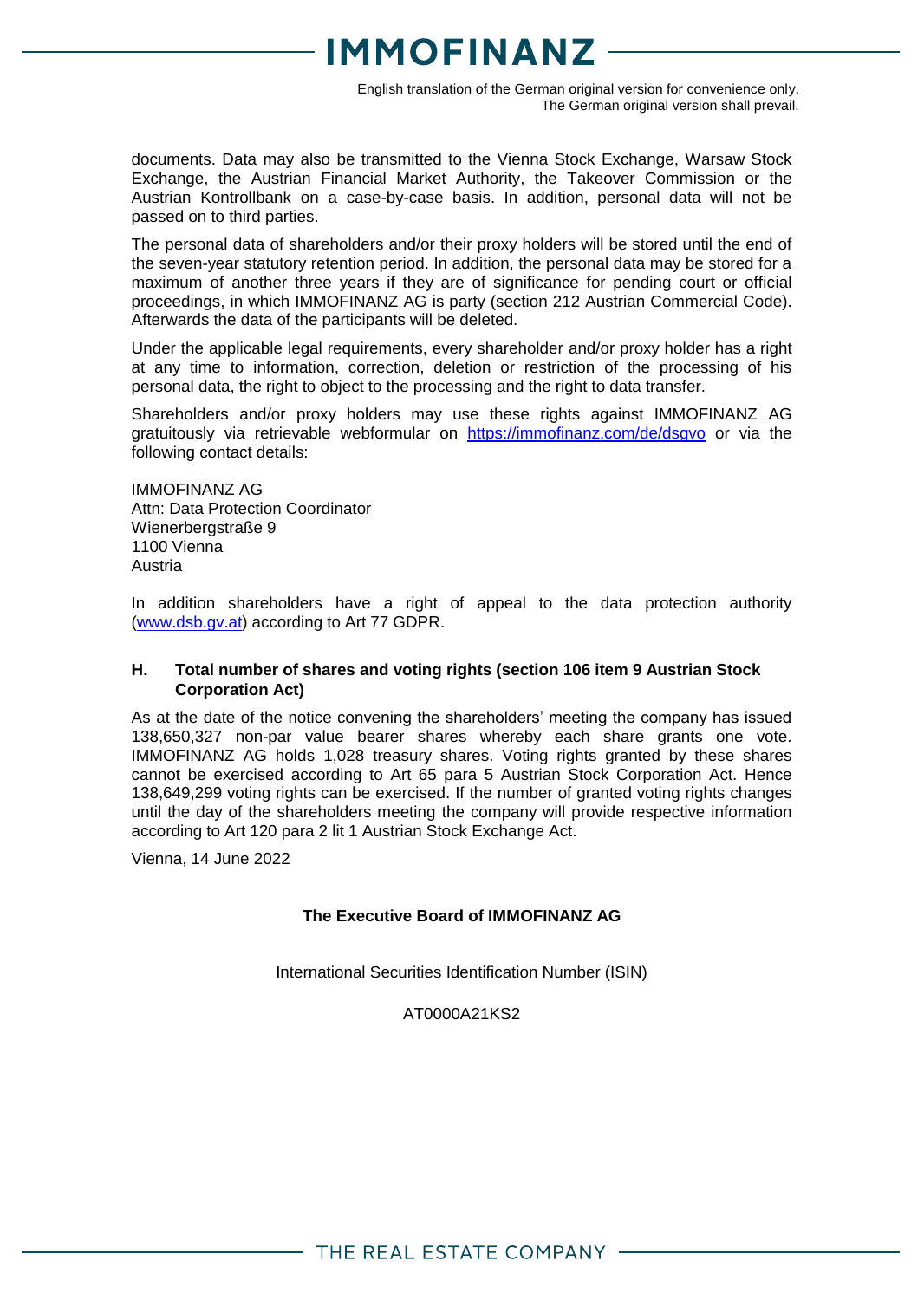documents. Data may also be transmitted to the Vienna Stock Exchange, Warsaw Stock Exchange, the Austrian Financial Market Authority, the Takeover Commission or the Austrian Kontrollbank on a case-by-case basis. In addition, personal data will not be passed on to third parties.

The personal data of shareholders and/or their proxy holders will be stored until the end of the seven-year statutory retention period. In addition, the personal data may be stored for a maximum of another three years if they are of significance for pending court or official proceedings, in which IMMOFINANZ AG is party (section 212 Austrian Commercial Code). Afterwards the data of the participants will be deleted.

Under the applicable legal requirements, every shareholder and/or proxy holder has a right at any time to information, correction, deletion or restriction of the processing of his personal data, the right to object to the processing and the right to data transfer.

Shareholders and/or proxy holders may use these rights against IMMOFINANZ AG gratuitously via retrievable webformular on https://immofinanz.com/de/dsgvo or via the following contact details:

IMMOFINANZ AG
Attn: Data Protection Coordinator
Wienerbergstraße 9
1100 Vienna
Austria

In addition shareholders have a right of appeal to the data protection authority (www.dsb.gv.at) according to Art 77 GDPR.

## H. Total number of shares and voting rights (section 106 item 9 Austrian Stock Corporation Act)

As at the date of the notice convening the shareholders' meeting the company has issued 138,650,327 non-par value bearer shares whereby each share grants one vote. IMMOFINANZ AG holds 1,028 treasury shares. Voting rights granted by these shares cannot be exercised according to Art 65 para 5 Austrian Stock Corporation Act. Hence 138,649,299 voting rights can be exercised. If the number of granted voting rights changes until the day of the shareholders meeting the company will provide respective information according to Art 120 para 2 lit 1 Austrian Stock Exchange Act.

Vienna, 14 June 2022

**The Executive Board of IMMOFINANZ AG**

International Securities Identification Number (ISIN)

AT0000A21KS2